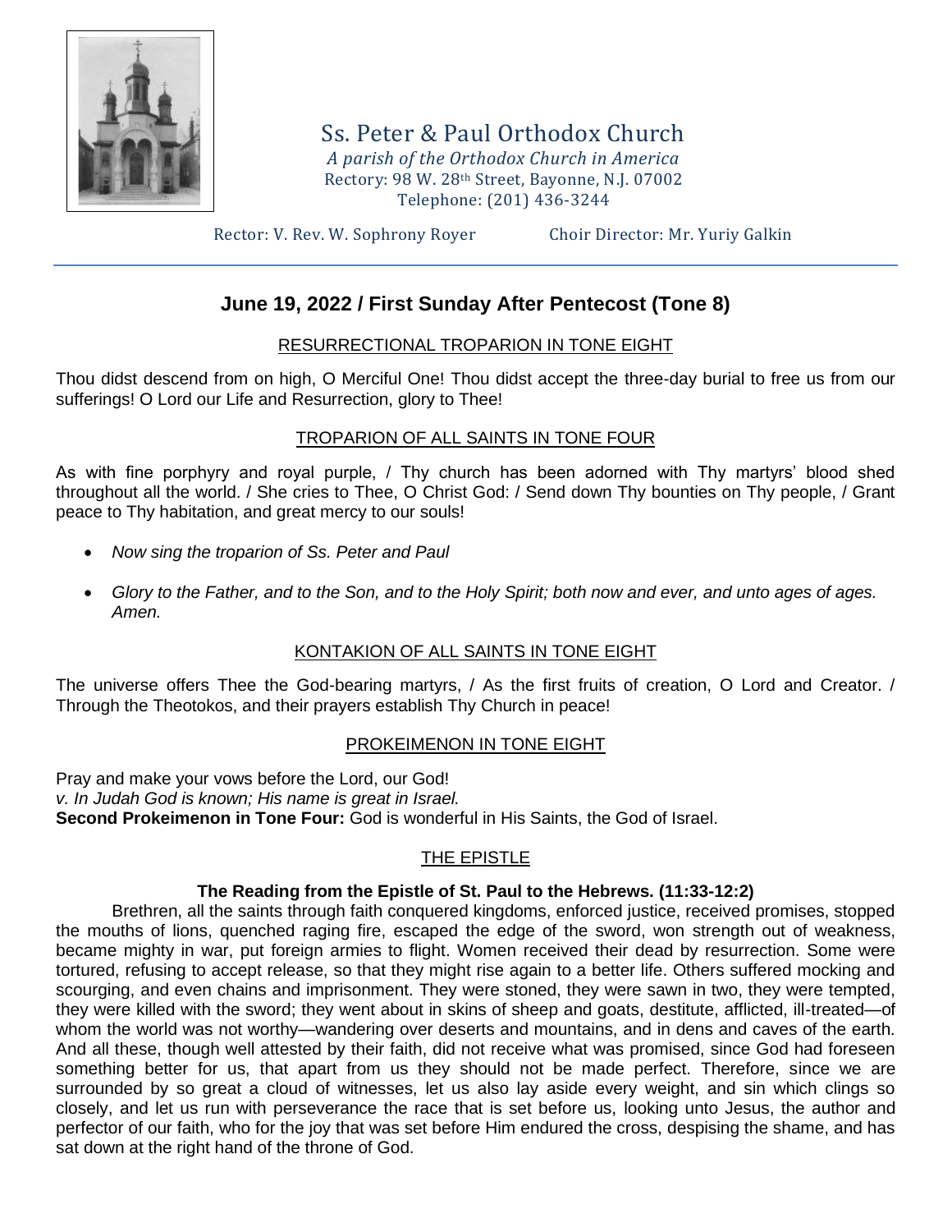# Ss. Peter & Paul Orthodox Church

*A parish of the Orthodox Church in America*
Rectory: 98 W. 28th Street, Bayonne, N.J. 07002
Telephone: (201) 436-3244

Rector: V. Rev. W. Sophrony Royer Choir Director: Mr. Yuriy Galkin

## June 19, 2022 / First Sunday After Pentecost (Tone 8)

### RESURRECTIONAL TROPARION IN TONE EIGHT

Thou didst descend from on high, O Merciful One! Thou didst accept the three-day burial to free us from our sufferings! O Lord our Life and Resurrection, glory to Thee!

### TROPARION OF ALL SAINTS IN TONE FOUR

As with fine porphyry and royal purple, / Thy church has been adorned with Thy martyrs' blood shed throughout all the world. / She cries to Thee, O Christ God: / Send down Thy bounties on Thy people, / Grant peace to Thy habitation, and great mercy to our souls!

- *Now sing the troparion of Ss. Peter and Paul*
- *Glory to the Father, and to the Son, and to the Holy Spirit; both now and ever, and unto ages of ages. Amen.*

### KONTAKION OF ALL SAINTS IN TONE EIGHT

The universe offers Thee the God-bearing martyrs, / As the first fruits of creation, O Lord and Creator. / Through the Theotokos, and their prayers establish Thy Church in peace!

### PROKEIMENON IN TONE EIGHT

Pray and make your vows before the Lord, our God!
*v. In Judah God is known; His name is great in Israel.*
**Second Prokeimenon in Tone Four:** God is wonderful in His Saints, the God of Israel.

### THE EPISTLE

**The Reading from the Epistle of St. Paul to the Hebrews. (11:33-12:2)**

Brethren, all the saints through faith conquered kingdoms, enforced justice, received promises, stopped the mouths of lions, quenched raging fire, escaped the edge of the sword, won strength out of weakness, became mighty in war, put foreign armies to flight. Women received their dead by resurrection. Some were tortured, refusing to accept release, so that they might rise again to a better life. Others suffered mocking and scourging, and even chains and imprisonment. They were stoned, they were sawn in two, they were tempted, they were killed with the sword; they went about in skins of sheep and goats, destitute, afflicted, ill-treated—of whom the world was not worthy—wandering over deserts and mountains, and in dens and caves of the earth. And all these, though well attested by their faith, did not receive what was promised, since God had foreseen something better for us, that apart from us they should not be made perfect. Therefore, since we are surrounded by so great a cloud of witnesses, let us also lay aside every weight, and sin which clings so closely, and let us run with perseverance the race that is set before us, looking unto Jesus, the author and perfector of our faith, who for the joy that was set before Him endured the cross, despising the shame, and has sat down at the right hand of the throne of God.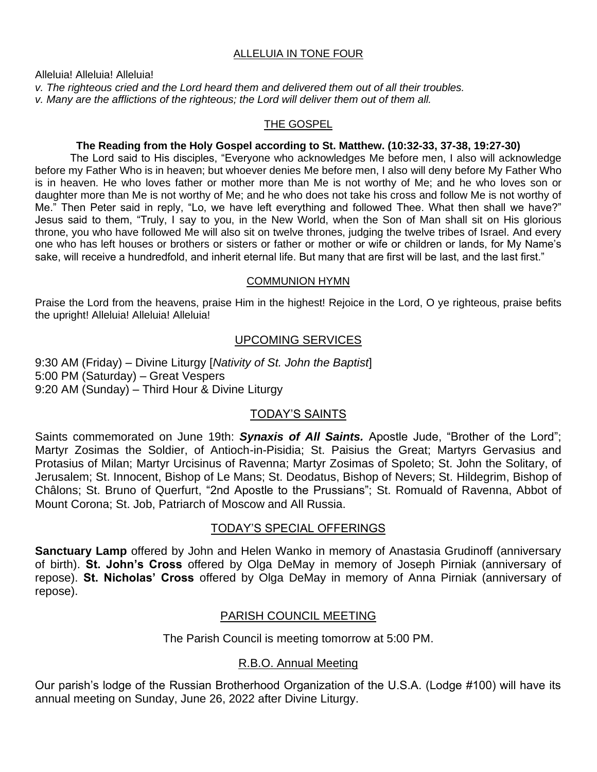## ALLELUIA IN TONE FOUR

Alleluia! Alleluia! Alleluia!

*v. The righteous cried and the Lord heard them and delivered them out of all their troubles.*

*v. Many are the afflictions of the righteous; the Lord will deliver them out of them all.*

## THE GOSPEL

**The Reading from the Holy Gospel according to St. Matthew. (10:32-33, 37-38, 19:27-30)**

The Lord said to His disciples, "Everyone who acknowledges Me before men, I also will acknowledge before my Father Who is in heaven; but whoever denies Me before men, I also will deny before My Father Who is in heaven. He who loves father or mother more than Me is not worthy of Me; and he who loves son or daughter more than Me is not worthy of Me; and he who does not take his cross and follow Me is not worthy of Me." Then Peter said in reply, "Lo, we have left everything and followed Thee. What then shall we have?" Jesus said to them, "Truly, I say to you, in the New World, when the Son of Man shall sit on His glorious throne, you who have followed Me will also sit on twelve thrones, judging the twelve tribes of Israel. And every one who has left houses or brothers or sisters or father or mother or wife or children or lands, for My Name's sake, will receive a hundredfold, and inherit eternal life. But many that are first will be last, and the last first."

## COMMUNION HYMN

Praise the Lord from the heavens, praise Him in the highest! Rejoice in the Lord, O ye righteous, praise befits the upright! Alleluia! Alleluia! Alleluia!

## UPCOMING SERVICES

9:30 AM (Friday) – Divine Liturgy [*Nativity of St. John the Baptist*]
5:00 PM (Saturday) – Great Vespers
9:20 AM (Sunday) – Third Hour & Divine Liturgy

## TODAY'S SAINTS

Saints commemorated on June 19th: ***Synaxis of All Saints.*** Apostle Jude, "Brother of the Lord"; Martyr Zosimas the Soldier, of Antioch-in-Pisidia; St. Paisius the Great; Martyrs Gervasius and Protasius of Milan; Martyr Urcisinus of Ravenna; Martyr Zosimas of Spoleto; St. John the Solitary, of Jerusalem; St. Innocent, Bishop of Le Mans; St. Deodatus, Bishop of Nevers; St. Hildegrim, Bishop of Châlons; St. Bruno of Querfurt, "2nd Apostle to the Prussians"; St. Romuald of Ravenna, Abbot of Mount Corona; St. Job, Patriarch of Moscow and All Russia.

## TODAY'S SPECIAL OFFERINGS

**Sanctuary Lamp** offered by John and Helen Wanko in memory of Anastasia Grudinoff (anniversary of birth). **St. John's Cross** offered by Olga DeMay in memory of Joseph Pirniak (anniversary of repose). **St. Nicholas' Cross** offered by Olga DeMay in memory of Anna Pirniak (anniversary of repose).

## PARISH COUNCIL MEETING

The Parish Council is meeting tomorrow at 5:00 PM.

## R.B.O. Annual Meeting

Our parish's lodge of the Russian Brotherhood Organization of the U.S.A. (Lodge #100) will have its annual meeting on Sunday, June 26, 2022 after Divine Liturgy.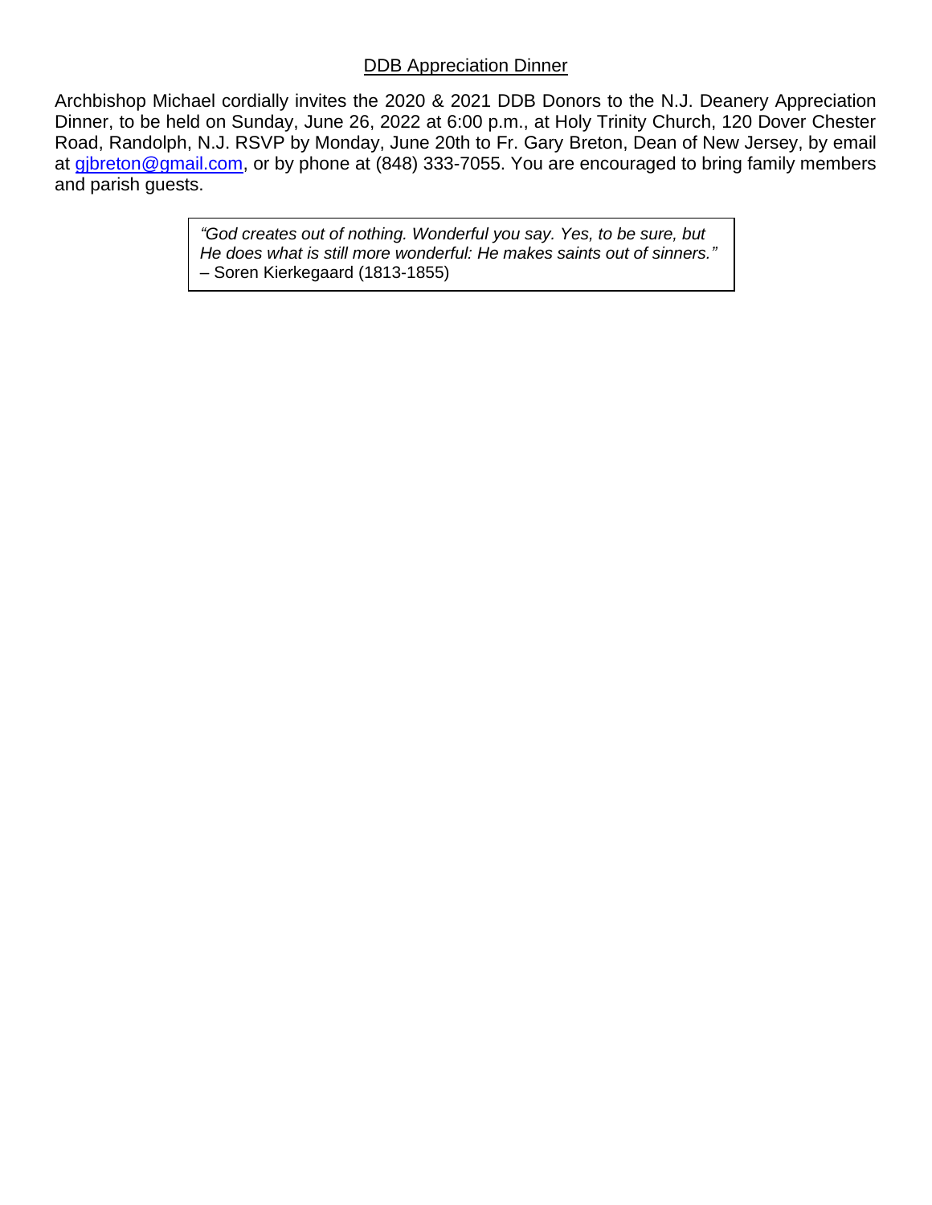## DDB Appreciation Dinner

Archbishop Michael cordially invites the 2020 & 2021 DDB Donors to the N.J. Deanery Appreciation Dinner, to be held on Sunday, June 26, 2022 at 6:00 p.m., at Holy Trinity Church, 120 Dover Chester Road, Randolph, N.J. RSVP by Monday, June 20th to Fr. Gary Breton, Dean of New Jersey, by email at gjbreton@gmail.com, or by phone at (848) 333-7055. You are encouraged to bring family members and parish guests.

> *"God creates out of nothing. Wonderful you say. Yes, to be sure, but He does what is still more wonderful: He makes saints out of sinners."* – Soren Kierkegaard (1813-1855)